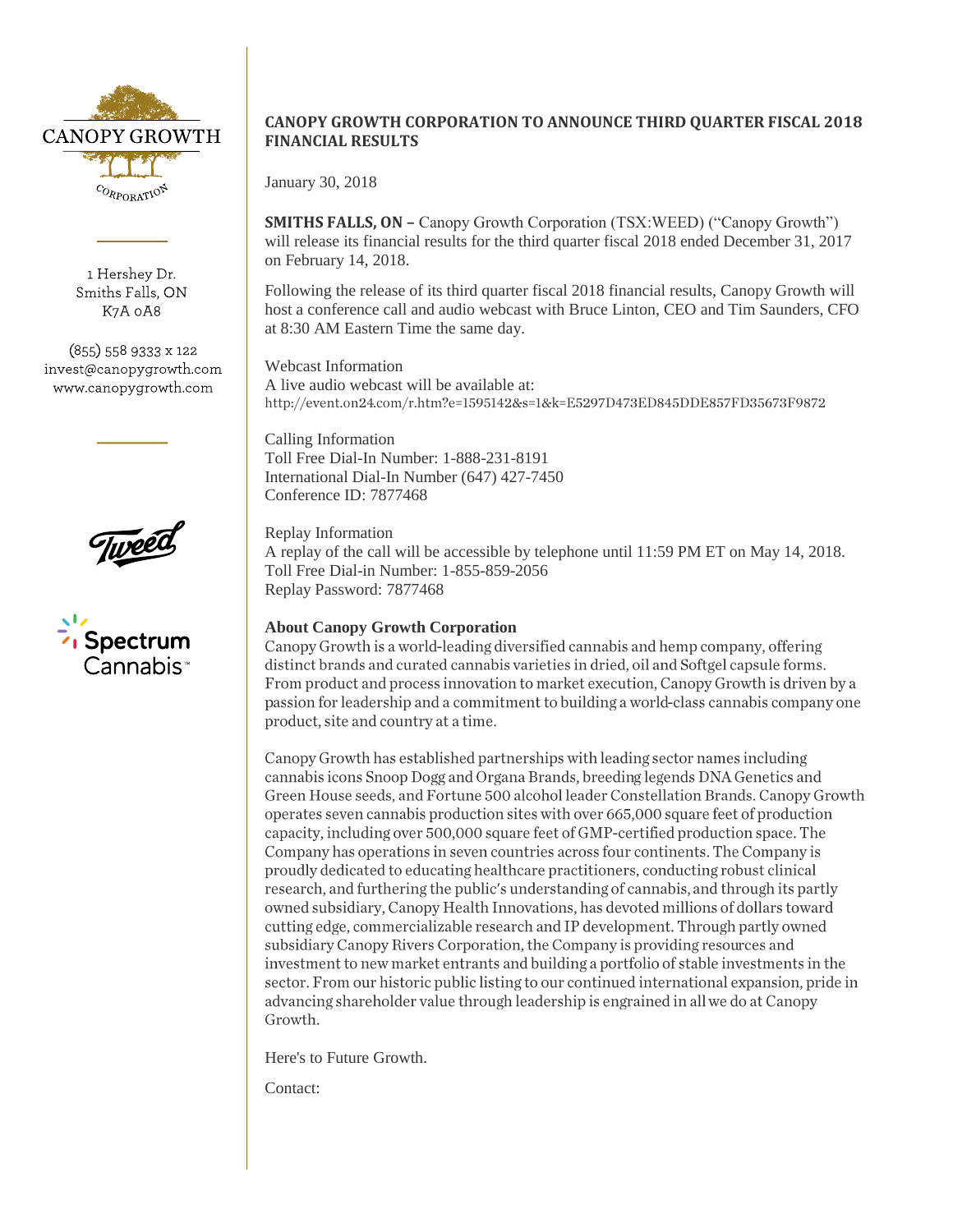CANOPY GROWTH CORPORATION

1 Hershey Dr.
Smiths Falls, ON
K7A 0A8

(855) 558 9333 x 122
invest@canopygrowth.com
www.canopygrowth.com

# CANOPY GROWTH CORPORATION TO ANNOUNCE THIRD QUARTER FISCAL 2018 FINANCIAL RESULTS

January 30, 2018

**SMITHS FALLS, ON –** Canopy Growth Corporation (TSX:WEED) ("Canopy Growth") will release its financial results for the third quarter fiscal 2018 ended December 31, 2017 on February 14, 2018.

Following the release of its third quarter fiscal 2018 financial results, Canopy Growth will host a conference call and audio webcast with Bruce Linton, CEO and Tim Saunders, CFO at 8:30 AM Eastern Time the same day.

Webcast Information
A live audio webcast will be available at:
http://event.on24.com/r.htm?e=1595142&s=1&k=E5297D473ED845DDE857FD35673F9872

Calling Information
Toll Free Dial-In Number: 1-888-231-8191
International Dial-In Number (647) 427-7450
Conference ID: 7877468

Replay Information
A replay of the call will be accessible by telephone until 11:59 PM ET on May 14, 2018.
Toll Free Dial-in Number: 1-855-859-2056
Replay Password: 7877468

**About Canopy Growth Corporation**
Canopy Growth is a world-leading diversified cannabis and hemp company, offering distinct brands and curated cannabis varieties in dried, oil and Softgel capsule forms. From product and process innovation to market execution, Canopy Growth is driven by a passion for leadership and a commitment to building a world-class cannabis company one product, site and country at a time.

Canopy Growth has established partnerships with leading sector names including cannabis icons Snoop Dogg and Organa Brands, breeding legends DNA Genetics and Green House seeds, and Fortune 500 alcohol leader Constellation Brands. Canopy Growth operates seven cannabis production sites with over 665,000 square feet of production capacity, including over 500,000 square feet of GMP-certified production space. The Company has operations in seven countries across four continents. The Company is proudly dedicated to educating healthcare practitioners, conducting robust clinical research, and furthering the public's understanding of cannabis, and through its partly owned subsidiary, Canopy Health Innovations, has devoted millions of dollars toward cutting edge, commercializable research and IP development. Through partly owned subsidiary Canopy Rivers Corporation, the Company is providing resources and investment to new market entrants and building a portfolio of stable investments in the sector. From our historic public listing to our continued international expansion, pride in advancing shareholder value through leadership is engrained in all we do at Canopy Growth.

Here's to Future Growth.

Contact: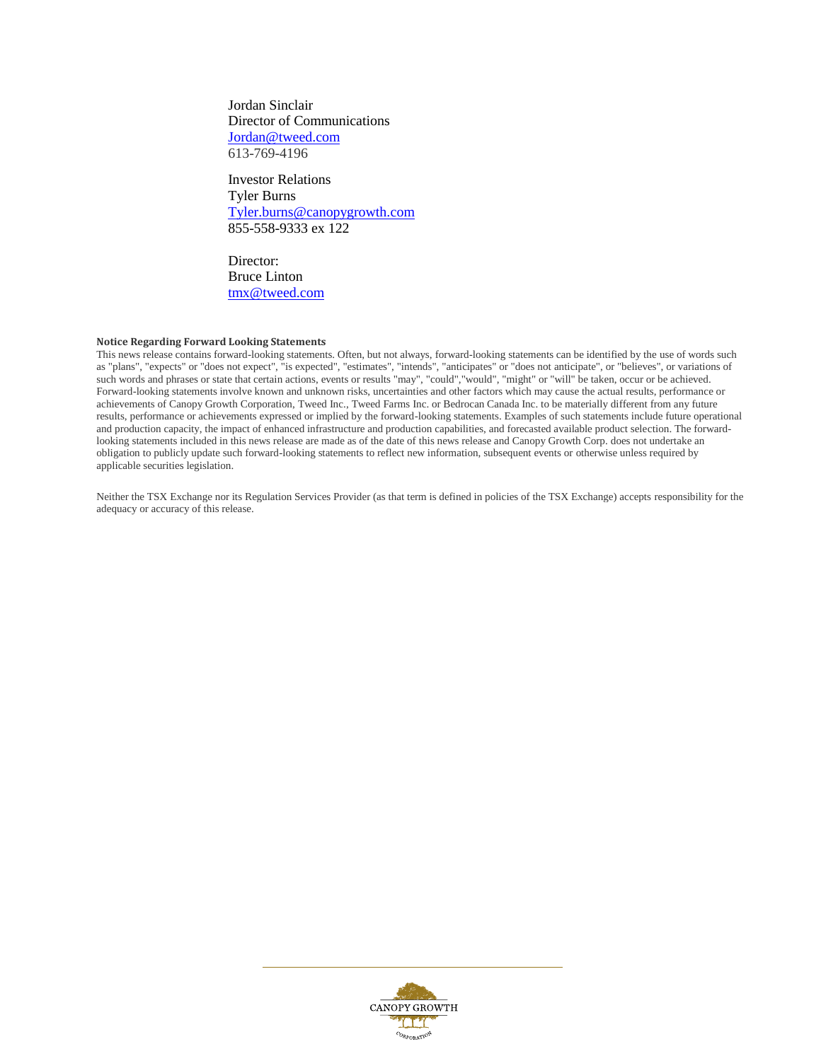Jordan Sinclair
Director of Communications
Jordan@tweed.com
613-769-4196

Investor Relations
Tyler Burns
Tyler.burns@canopygrowth.com
855-558-9333 ex 122

Director:
Bruce Linton
tmx@tweed.com

**Notice Regarding Forward Looking Statements**
This news release contains forward-looking statements. Often, but not always, forward-looking statements can be identified by the use of words such as "plans", "expects" or "does not expect", "is expected", "estimates", "intends", "anticipates" or "does not anticipate", or "believes", or variations of such words and phrases or state that certain actions, events or results "may", "could","would", "might" or "will" be taken, occur or be achieved. Forward-looking statements involve known and unknown risks, uncertainties and other factors which may cause the actual results, performance or achievements of Canopy Growth Corporation, Tweed Inc., Tweed Farms Inc. or Bedrocan Canada Inc. to be materially different from any future results, performance or achievements expressed or implied by the forward-looking statements. Examples of such statements include future operational and production capacity, the impact of enhanced infrastructure and production capabilities, and forecasted available product selection. The forward-looking statements included in this news release are made as of the date of this news release and Canopy Growth Corp. does not undertake an obligation to publicly update such forward-looking statements to reflect new information, subsequent events or otherwise unless required by applicable securities legislation.

Neither the TSX Exchange nor its Regulation Services Provider (as that term is defined in policies of the TSX Exchange) accepts responsibility for the adequacy or accuracy of this release.